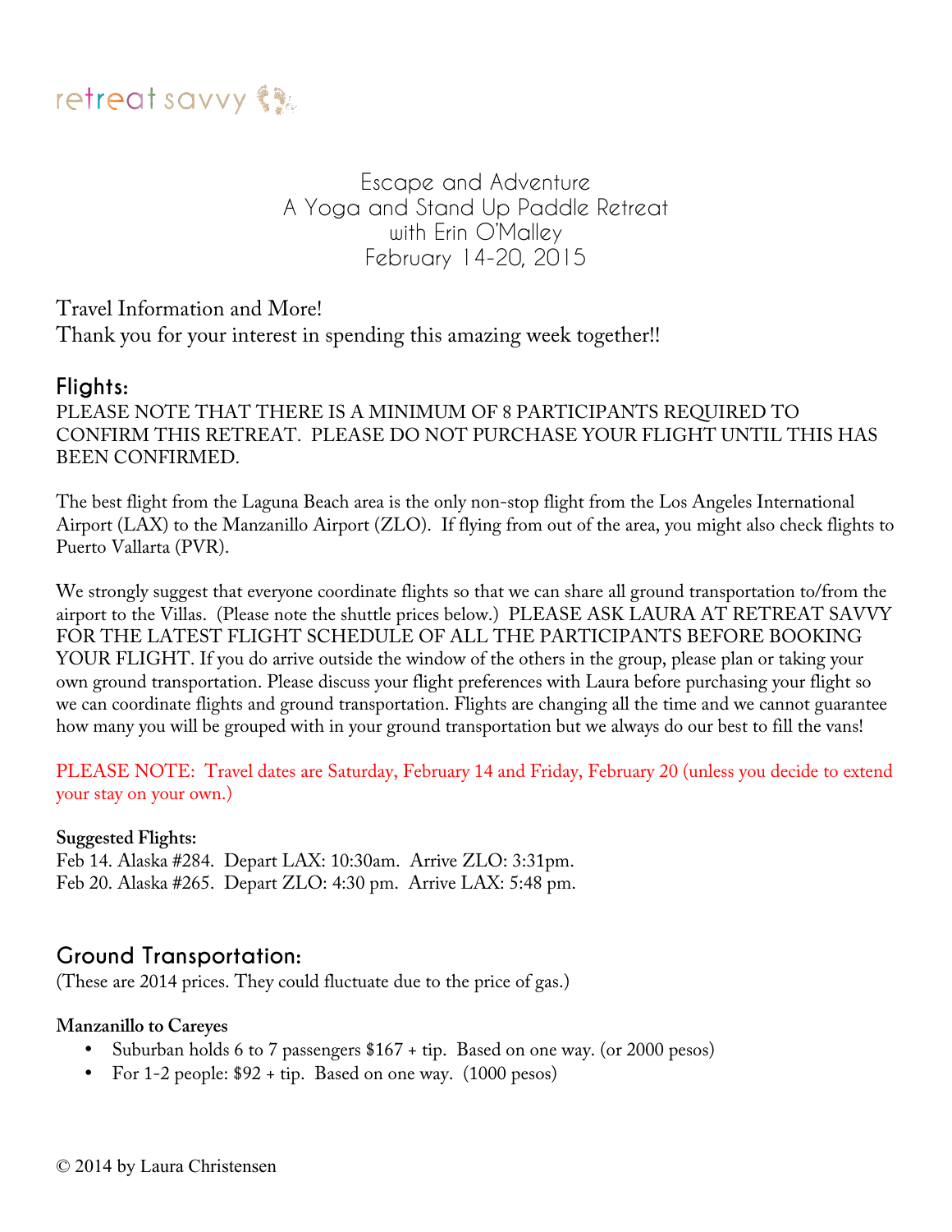retreat savvy

Escape and Adventure
A Yoga and Stand Up Paddle Retreat
with Erin O'Malley
February 14-20, 2015

Travel Information and More!
Thank you for your interest in spending this amazing week together!!

## Flights:

PLEASE NOTE THAT THERE IS A MINIMUM OF 8 PARTICIPANTS REQUIRED TO CONFIRM THIS RETREAT. PLEASE DO NOT PURCHASE YOUR FLIGHT UNTIL THIS HAS BEEN CONFIRMED.

The best flight from the Laguna Beach area is the only non-stop flight from the Los Angeles International Airport (LAX) to the Manzanillo Airport (ZLO). If flying from out of the area, you might also check flights to Puerto Vallarta (PVR).

We strongly suggest that everyone coordinate flights so that we can share all ground transportation to/from the airport to the Villas. (Please note the shuttle prices below.) PLEASE ASK LAURA AT RETREAT SAVVY FOR THE LATEST FLIGHT SCHEDULE OF ALL THE PARTICIPANTS BEFORE BOOKING YOUR FLIGHT. If you do arrive outside the window of the others in the group, please plan or taking your own ground transportation. Please discuss your flight preferences with Laura before purchasing your flight so we can coordinate flights and ground transportation. Flights are changing all the time and we cannot guarantee how many you will be grouped with in your ground transportation but we always do our best to fill the vans!

PLEASE NOTE: Travel dates are Saturday, February 14 and Friday, February 20 (unless you decide to extend your stay on your own.)

**Suggested Flights:**
Feb 14. Alaska #284. Depart LAX: 10:30am. Arrive ZLO: 3:31pm.
Feb 20. Alaska #265. Depart ZLO: 4:30 pm. Arrive LAX: 5:48 pm.

## Ground Transportation:

(These are 2014 prices. They could fluctuate due to the price of gas.)

**Manzanillo to Careyes**

- Suburban holds 6 to 7 passengers $167 + tip. Based on one way. (or 2000 pesos)
- For 1-2 people: $92 + tip. Based on one way. (1000 pesos)

© 2014 by Laura Christensen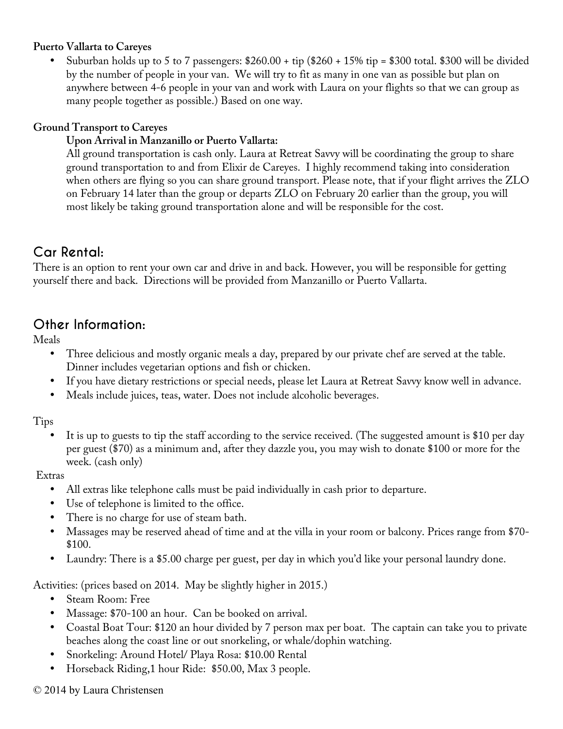**Puerto Vallarta to Careyes**

- Suburban holds up to 5 to 7 passengers: $260.00 + tip ($260 + 15% tip = $300 total. $300 will be divided by the number of people in your van. We will try to fit as many in one van as possible but plan on anywhere between 4-6 people in your van and work with Laura on your flights so that we can group as many people together as possible.) Based on one way.

**Ground Transport to Careyes**

**Upon Arrival in Manzanillo or Puerto Vallarta:**

All ground transportation is cash only. Laura at Retreat Savvy will be coordinating the group to share ground transportation to and from Elixir de Careyes. I highly recommend taking into consideration when others are flying so you can share ground transport. Please note, that if your flight arrives the ZLO on February 14 later than the group or departs ZLO on February 20 earlier than the group, you will most likely be taking ground transportation alone and will be responsible for the cost.

## Car Rental:

There is an option to rent your own car and drive in and back. However, you will be responsible for getting yourself there and back. Directions will be provided from Manzanillo or Puerto Vallarta.

## Other Information:

Meals

- Three delicious and mostly organic meals a day, prepared by our private chef are served at the table. Dinner includes vegetarian options and fish or chicken.
- If you have dietary restrictions or special needs, please let Laura at Retreat Savvy know well in advance.
- Meals include juices, teas, water. Does not include alcoholic beverages.

Tips

- It is up to guests to tip the staff according to the service received. (The suggested amount is $10 per day per guest ($70) as a minimum and, after they dazzle you, you may wish to donate $100 or more for the week. (cash only)

Extras

- All extras like telephone calls must be paid individually in cash prior to departure.
- Use of telephone is limited to the office.
- There is no charge for use of steam bath.
- Massages may be reserved ahead of time and at the villa in your room or balcony. Prices range from $70-$100.
- Laundry: There is a $5.00 charge per guest, per day in which you'd like your personal laundry done.

Activities: (prices based on 2014. May be slightly higher in 2015.)

- Steam Room: Free
- Massage: $70-100 an hour. Can be booked on arrival.
- Coastal Boat Tour: $120 an hour divided by 7 person max per boat. The captain can take you to private beaches along the coast line or out snorkeling, or whale/dophin watching.
- Snorkeling: Around Hotel/ Playa Rosa: $10.00 Rental
- Horseback Riding,1 hour Ride: $50.00, Max 3 people.

© 2014 by Laura Christensen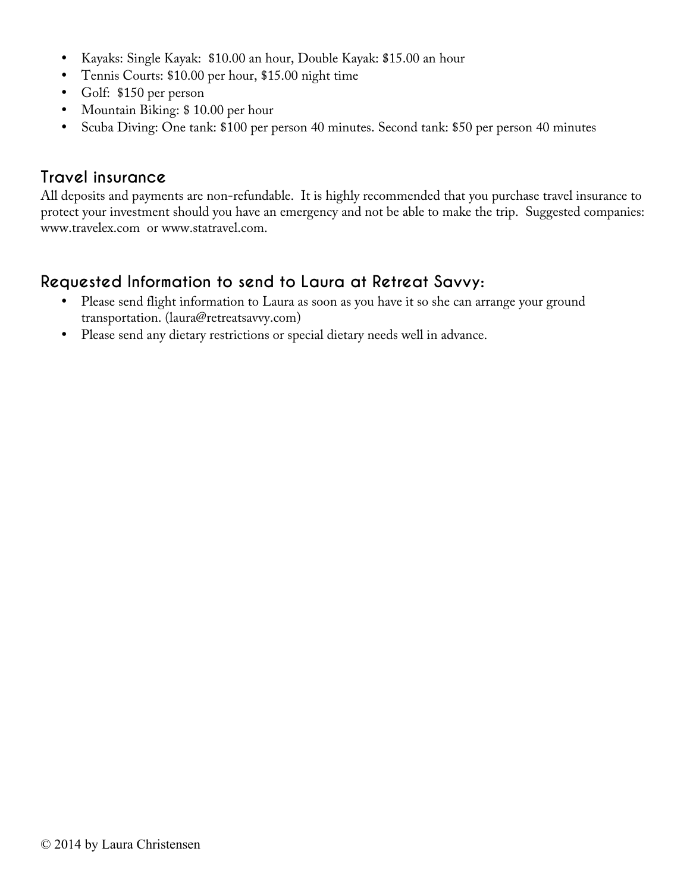- Kayaks: Single Kayak: $10.00 an hour, Double Kayak: $15.00 an hour
- Tennis Courts: $10.00 per hour, $15.00 night time
- Golf: $150 per person
- Mountain Biking: $ 10.00 per hour
- Scuba Diving: One tank: $100 per person 40 minutes. Second tank: $50 per person 40 minutes

## Travel insurance

All deposits and payments are non-refundable. It is highly recommended that you purchase travel insurance to protect your investment should you have an emergency and not be able to make the trip. Suggested companies: www.travelex.com or www.statravel.com.

## Requested Information to send to Laura at Retreat Savvy:

- Please send flight information to Laura as soon as you have it so she can arrange your ground transportation. (laura@retreatsavvy.com)
- Please send any dietary restrictions or special dietary needs well in advance.

© 2014 by Laura Christensen